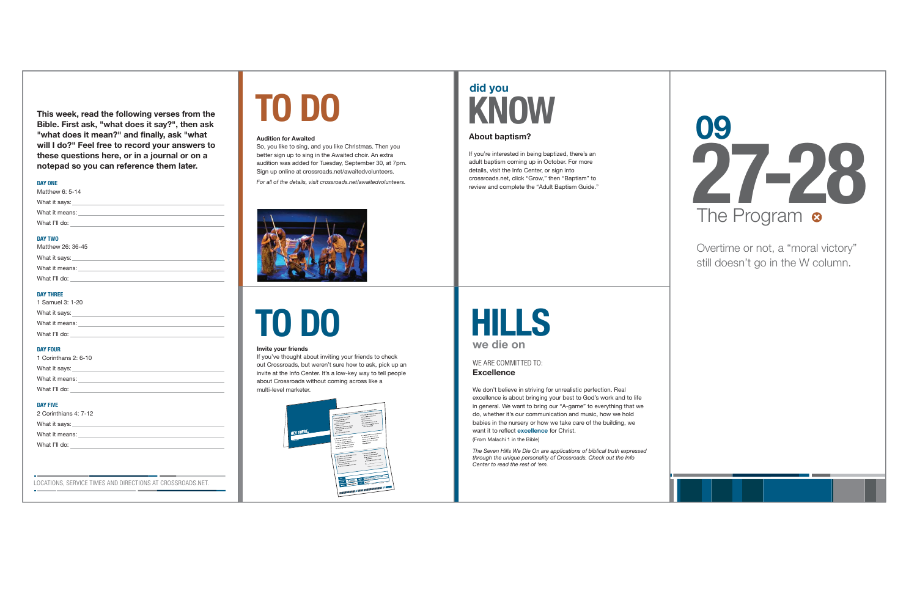**This week, read the following verses from the Bible. First ask, "what does it say?", then ask "what does it mean?" and finally, ask "what will I do?" Feel free to record your answers to these questions here, or in a journal or on a notepad so you can reference them later.**

**DAY ONE**
Matthew 6: 5-14
What it says: ______________________
What it means: ______________________
What I'll do: ______________________

**DAY TWO**
Matthew 26: 36-45
What it says: ______________________
What it means: ______________________
What I'll do: ______________________

**DAY THREE**
1 Samuel 3: 1-20
What it says: ______________________
What it means: ______________________
What I'll do: ______________________

**DAY FOUR**
1 Corinthians 2: 6-10
What it says: ______________________
What it means: ______________________
What I'll do: ______________________

**DAY FIVE**
2 Corinthians 4: 7-12
What it says: ______________________
What it means: ______________________
What I'll do: ______________________

LOCATIONS, SERVICE TIMES AND DIRECTIONS AT CROSSROADS.NET.

# TO DO

**Audition for Awaited**
So, you like to sing, and you like Christmas. Then you better sign up to sing in the Awaited choir. An extra audition was added for Tuesday, September 30, at 7pm. Sign up online at crossroads.net/awaitedvolunteers.

*For all of the details, visit crossroads.net/awaitedvolunteers.*

# TO DO

**Invite your friends**
If you've thought about inviting your friends to check out Crossroads, but weren't sure how to ask, pick up an invite at the Info Center. It's a low-key way to tell people about Crossroads without coming across like a multi-level marketer.

# did you KNOW

**About baptism?**

If you're interested in being baptized, there's an adult baptism coming up in October. For more details, visit the Info Center, or sign into crossroads.net, click "Grow," then "Baptism" to review and complete the "Adult Baptism Guide."

# HILLS we die on

WE ARE COMMITTED TO:
**Excellence**

We don't believe in striving for unrealistic perfection. Real excellence is about bringing your best to God's work and to life in general. We want to bring our "A-game" to everything that we do, whether it's our communication and music, how we hold babies in the nursery or how we take care of the building, we want it to reflect **excellence** for Christ.
(From Malachi 1 in the Bible)

*The Seven Hills We Die On are applications of biblical truth expressed through the unique personality of Crossroads. Check out the Info Center to read the rest of 'em.*

# 09 27-28

## The Program

Overtime or not, a "moral victory" still doesn't go in the W column.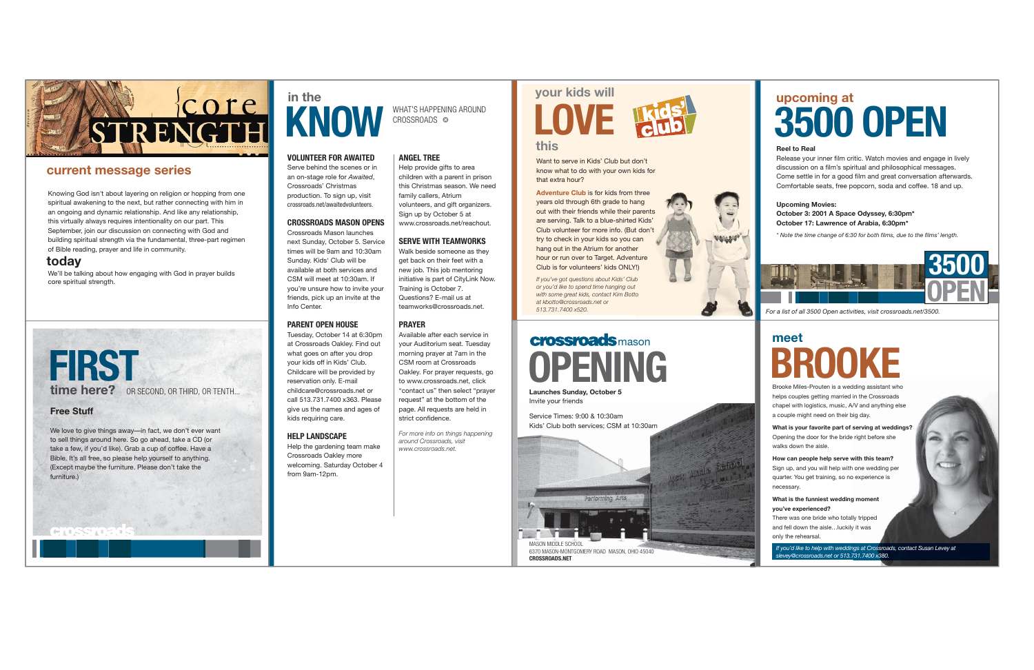# core STRENGTH

## current message series

Knowing God isn't about layering on religion or hopping from one spiritual awakening to the next, but rather connecting with him in an ongoing and dynamic relationship. And like any relationship, this virtually always requires intentionality on our part. This September, join our discussion on connecting with God and building spiritual strength via the fundamental, three-part regimen of Bible reading, prayer and life in community.

### today

We'll be talking about how engaging with God in prayer builds core spiritual strength.

# FIRST time here? OR SECOND, OR THIRD, OR TENTH...

### Free Stuff

We love to give things away—in fact, we don't ever want to sell things around here. So go ahead, take a CD (or take a few, if you'd like). Grab a cup of coffee. Have a Bible. It's all free, so please help yourself to anything. (Except maybe the furniture. Please don't take the furniture.)

crossroads

# in the KNOW

WHAT'S HAPPENING AROUND CROSSROADS

### VOLUNTEER FOR AWAITED

Serve behind the scenes or in an on-stage role for *Awaited*, Crossroads' Christmas production. To sign up, visit crossroads.net/awaitedvolunteers.

### CROSSROADS MASON OPENS

Crossroads Mason launches next Sunday, October 5. Service times will be 9am and 10:30am Sunday. Kids' Club will be available at both services and CSM will meet at 10:30am. If you're unsure how to invite your friends, pick up an invite at the Info Center.

### PARENT OPEN HOUSE

Tuesday, October 14 at 6:30pm at Crossroads Oakley. Find out what goes on after you drop your kids off in Kids' Club. Childcare will be provided by reservation only. E-mail childcare@crossroads.net or call 513.731.7400 x363. Please give us the names and ages of kids requiring care.

### HELP LANDSCAPE

Help the gardening team make Crossroads Oakley more welcoming. Saturday October 4 from 9am-12pm.

### ANGEL TREE

Help provide gifts to area children with a parent in prison this Christmas season. We need family callers, Atrium volunteers, and gift organizers. Sign up by October 5 at www.crossroads.net/reachout.

### SERVE WITH TEAMWORKS

Walk beside someone as they get back on their feet with a new job. This job mentoring initiative is part of CityLink Now. Training is October 7. Questions? E-mail us at teamworks@crossroads.net.

### PRAYER

Available after each service in your Auditorium seat. Tuesday morning prayer at 7am in the CSM room at Crossroads Oakley. For prayer requests, go to www.crossroads.net, click "contact us" then select "prayer request" at the bottom of the page. All requests are held in strict confidence.

*For more info on things happening around Crossroads, visit www.crossroads.net.*

# your kids will LOVE this

kids' club

Want to serve in Kids' Club but don't know what to do with your own kids for that extra hour?

**Adventure Club** is for kids from three years old through 6th grade to hang out with their friends while their parents are serving. Talk to a blue-shirted Kids' Club volunteer for more info. (But don't try to check in your kids so you can hang out in the Atrium for another hour or run over to Target. Adventure Club is for volunteers' kids ONLY!)

*If you've got questions about Kids' Club or you'd like to spend time hanging out with some great kids, contact Kim Botto at kbotto@crossroads.net or 513.731.7400 x520.*

# crossroads mason OPENING

**Launches Sunday, October 5**
Invite your friends

Service Times: 9:00 & 10:30am
Kids' Club both services; CSM at 10:30am

MASON MIDDLE SCHOOL
6370 MASON-MONTGOMERY ROAD MASON, OHIO 45040
**CROSSROADS.NET**

# upcoming at 3500 OPEN

**Reel to Real**
Release your inner film critic. Watch movies and engage in lively discussion on a film's spiritual and philosophical messages. Come settle in for a good film and great conversation afterwards. Comfortable seats, free popcorn, soda and coffee. 18 and up.

**Upcoming Movies:**
**October 3: 2001 A Space Odyssey, 6:30pm\***
**October 17: Lawrence of Arabia, 6:30pm\***

*\* Note the time change of 6:30 for both films, due to the films' length.*

3500 OPEN

*For a list of all 3500 Open activities, visit crossroads.net/3500.*

# meet BROOKE

Brooke Miles-Prouten is a wedding assistant who helps couples getting married in the Crossroads chapel with logistics, music, A/V and anything else a couple might need on their big day.

**What is your favorite part of serving at weddings?**
Opening the door for the bride right before she walks down the aisle.

**How can people help serve with this team?**
Sign up, and you will help with one wedding per quarter. You get training, so no experience is necessary.

**What is the funniest wedding moment you've experienced?**
There was one bride who totally tripped and fell down the aisle...luckily it was only the rehearsal.

*If you'd like to help with weddings at Crossroads, contact Susan Levey at slevey@crossroads.net or 513.731.7400 x380.*